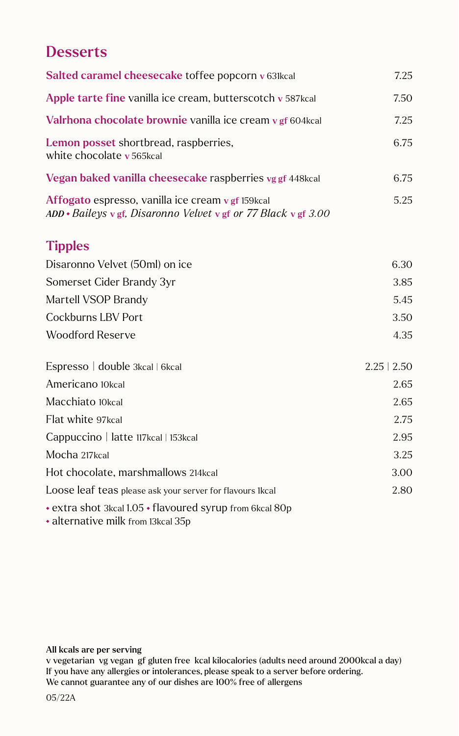## Desserts

| | |
|---|---|
| **Salted caramel cheesecake** toffee popcorn v 631kcal | 7.25 |
| **Apple tarte fine** vanilla ice cream, butterscotch v 587kcal | 7.50 |
| **Valrhona chocolate brownie** vanilla ice cream v gf 604kcal | 7.25 |
| **Lemon posset** shortbread, raspberries, white chocolate v 565kcal | 6.75 |
| **Vegan baked vanilla cheesecake** raspberries vg gf 448kcal | 6.75 |
| **Affogato** espresso, vanilla ice cream v gf 159kcal<br>*ADD • Baileys v gf, Disaronno Velvet v gf or 77 Black v gf 3.00* | 5.25 |

## Tipples

| | |
|---|---|
| Disaronno Velvet (50ml) on ice | 6.30 |
| Somerset Cider Brandy 3yr | 3.85 |
| Martell VSOP Brandy | 5.45 |
| Cockburns LBV Port | 3.50 |
| Woodford Reserve | 4.35 |

| | |
|---|---|
| Espresso \| double 3kcal \| 6kcal | 2.25 \| 2.50 |
| Americano 10kcal | 2.65 |
| Macchiato 10kcal | 2.65 |
| Flat white 97kcal | 2.75 |
| Cappuccino \| latte 117kcal \| 153kcal | 2.95 |
| Mocha 217kcal | 3.25 |
| Hot chocolate, marshmallows 214kcal | 3.00 |
| Loose leaf teas please ask your server for flavours 1kcal | 2.80 |

• extra shot 3kcal 1.05 • flavoured syrup from 6kcal 80p
• alternative milk from 13kcal 35p

**All kcals are per serving**
**v vegetarian vg vegan gf gluten free kcal kilocalories (adults need around 2000kcal a day)**
**If you have any allergies or intolerances, please speak to a server before ordering.**
**We cannot guarantee any of our dishes are 100% free of allergens**

05/22A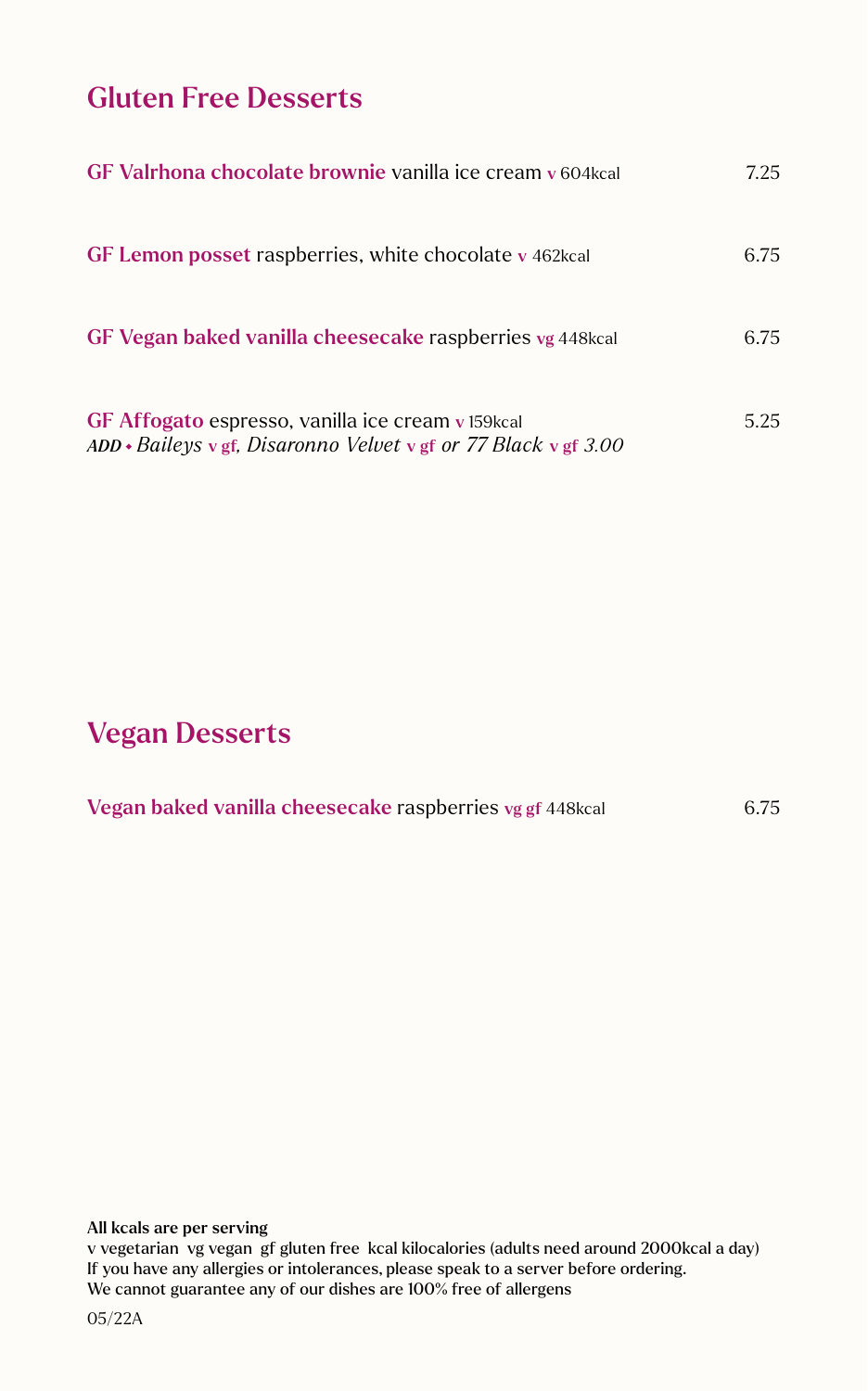## Gluten Free Desserts

**GF Valrhona chocolate brownie** vanilla ice cream v 604kcal 7.25

**GF Lemon posset** raspberries, white chocolate v 462kcal 6.75

**GF Vegan baked vanilla cheesecake** raspberries vg 448kcal 6.75

**GF Affogato** espresso, vanilla ice cream v 159kcal 5.25
***ADD*** *• Baileys* v gf*, Disaronno Velvet* v gf *or 77 Black* v gf *3.00*

## Vegan Desserts

**Vegan baked vanilla cheesecake** raspberries vg gf 448kcal 6.75

**All kcals are per serving**
v vegetarian vg vegan gf gluten free kcal kilocalories (adults need around 2000kcal a day)
If you have any allergies or intolerances, please speak to a server before ordering.
We cannot guarantee any of our dishes are 100% free of allergens

05/22A